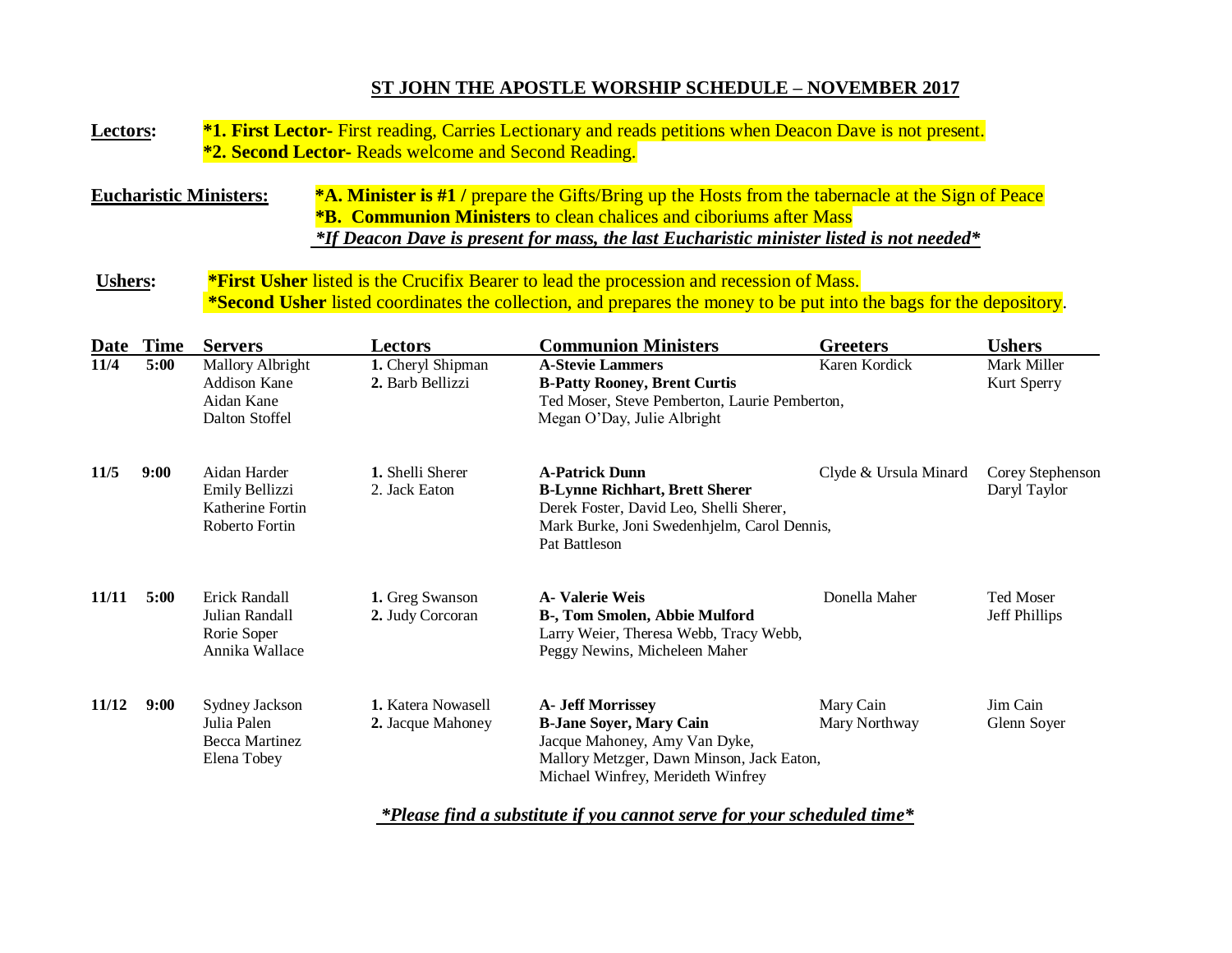## ST JOHN THE APOSTLE WORSHIP SCHEDULE – NOVEMBER 2017

**Lectors:** **\*1. First Lector-** First reading, Carries Lectionary and reads petitions when Deacon Dave is not present.
**\*2. Second Lector-** Reads welcome and Second Reading.

**Eucharistic Ministers:** **\*A. Minister is #1 /** prepare the Gifts/Bring up the Hosts from the tabernacle at the Sign of Peace
**\*B. Communion Ministers** to clean chalices and ciboriums after Mass
***\*If Deacon Dave is present for mass, the last Eucharistic minister listed is not needed\****

**Ushers:** **\*First Usher** listed is the Crucifix Bearer to lead the procession and recession of Mass.
**\*Second Usher** listed coordinates the collection, and prepares the money to be put into the bags for the depository.

| Date | Time | Servers | Lectors | Communion Ministers | Greeters | Ushers |
|---|---|---|---|---|---|---|
| **11/4** | **5:00** | Mallory Albright<br>Addison Kane<br>Aidan Kane<br>Dalton Stoffel | **1.** Cheryl Shipman<br>**2.** Barb Bellizzi | **A-Stevie Lammers**<br>**B-Patty Rooney, Brent Curtis**<br>Ted Moser, Steve Pemberton, Laurie Pemberton,<br>Megan O'Day, Julie Albright | Karen Kordick | Mark Miller<br>Kurt Sperry |
| **11/5** | **9:00** | Aidan Harder<br>Emily Bellizzi<br>Katherine Fortin<br>Roberto Fortin | **1.** Shelli Sherer<br>2. Jack Eaton | **A-Patrick Dunn**<br>**B-Lynne Richhart, Brett Sherer**<br>Derek Foster, David Leo, Shelli Sherer,<br>Mark Burke, Joni Swedenhjelm, Carol Dennis,<br>Pat Battleson | Clyde & Ursula Minard | Corey Stephenson<br>Daryl Taylor |
| **11/11** | **5:00** | Erick Randall<br>Julian Randall<br>Rorie Soper<br>Annika Wallace | **1.** Greg Swanson<br>**2.** Judy Corcoran | **A- Valerie Weis**<br>**B-, Tom Smolen, Abbie Mulford**<br>Larry Weier, Theresa Webb, Tracy Webb,<br>Peggy Newins, Micheleen Maher | Donella Maher | Ted Moser<br>Jeff Phillips |
| **11/12** | **9:00** | Sydney Jackson<br>Julia Palen<br>Becca Martinez<br>Elena Tobey | **1.** Katera Nowasell<br>**2.** Jacque Mahoney | **A- Jeff Morrissey**<br>**B-Jane Soyer, Mary Cain**<br>Jacque Mahoney, Amy Van Dyke,<br>Mallory Metzger, Dawn Minson, Jack Eaton,<br>Michael Winfrey, Merideth Winfrey | Mary Cain<br>Mary Northway | Jim Cain<br>Glenn Soyer |

***\*Please find a substitute if you cannot serve for your scheduled time\****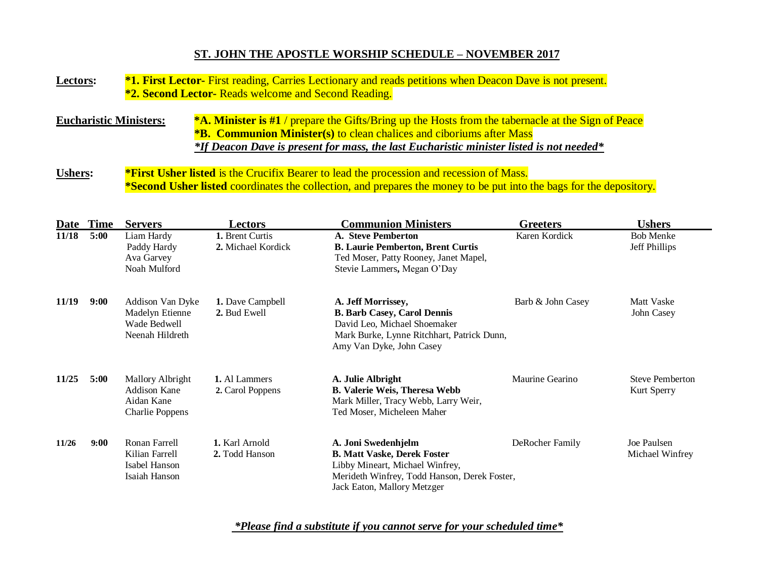## ST. JOHN THE APOSTLE WORSHIP SCHEDULE – NOVEMBER 2017

**Lectors:** **\*1. First Lector-** First reading, Carries Lectionary and reads petitions when Deacon Dave is not present.
**\*2. Second Lector-** Reads welcome and Second Reading.

**Eucharistic Ministers:** **\*A. Minister is #1** / prepare the Gifts/Bring up the Hosts from the tabernacle at the Sign of Peace
**\*B. Communion Minister(s)** to clean chalices and ciboriums after Mass
***If Deacon Dave is present for mass, the last Eucharistic minister listed is not needed***

**Ushers:** **\*First Usher listed** is the Crucifix Bearer to lead the procession and recession of Mass.
**\*Second Usher listed** coordinates the collection, and prepares the money to be put into the bags for the depository.

| Date | Time | Servers | Lectors | Communion Ministers | Greeters | Ushers |
|---|---|---|---|---|---|---|
| 11/18 | 5:00 | Liam Hardy<br>Paddy Hardy<br>Ava Garvey<br>Noah Mulford | **1.** Brent Curtis<br>**2.** Michael Kordick | **A. Steve Pemberton**<br>**B. Laurie Pemberton, Brent Curtis**<br>Ted Moser, Patty Rooney, Janet Mapel,<br>Stevie Lammers, Megan O'Day | Karen Kordick | Bob Menke<br>Jeff Phillips |
| 11/19 | 9:00 | Addison Van Dyke<br>Madelyn Etienne<br>Wade Bedwell<br>Neenah Hildreth | **1.** Dave Campbell<br>**2.** Bud Ewell | **A. Jeff Morrissey,**<br>**B. Barb Casey, Carol Dennis**<br>David Leo, Michael Shoemaker<br>Mark Burke, Lynne Ritchhart, Patrick Dunn,<br>Amy Van Dyke, John Casey | Barb & John Casey | Matt Vaske<br>John Casey |
| 11/25 | 5:00 | Mallory Albright<br>Addison Kane<br>Aidan Kane<br>Charlie Poppens | **1.** Al Lammers<br>**2.** Carol Poppens | **A. Julie Albright**<br>**B. Valerie Weis, Theresa Webb**<br>Mark Miller, Tracy Webb, Larry Weir,<br>Ted Moser, Micheleen Maher | Maurine Gearino | Steve Pemberton<br>Kurt Sperry |
| 11/26 | 9:00 | Ronan Farrell<br>Kilian Farrell<br>Isabel Hanson<br>Isaiah Hanson | **1.** Karl Arnold<br>**2.** Todd Hanson | **A. Joni Swedenhjelm**<br>**B. Matt Vaske, Derek Foster**<br>Libby Mineart, Michael Winfrey,<br>Merideth Winfrey, Todd Hanson, Derek Foster,<br>Jack Eaton, Mallory Metzger | DeRocher Family | Joe Paulsen<br>Michael Winfrey |

***Please find a substitute if you cannot serve for your scheduled time***